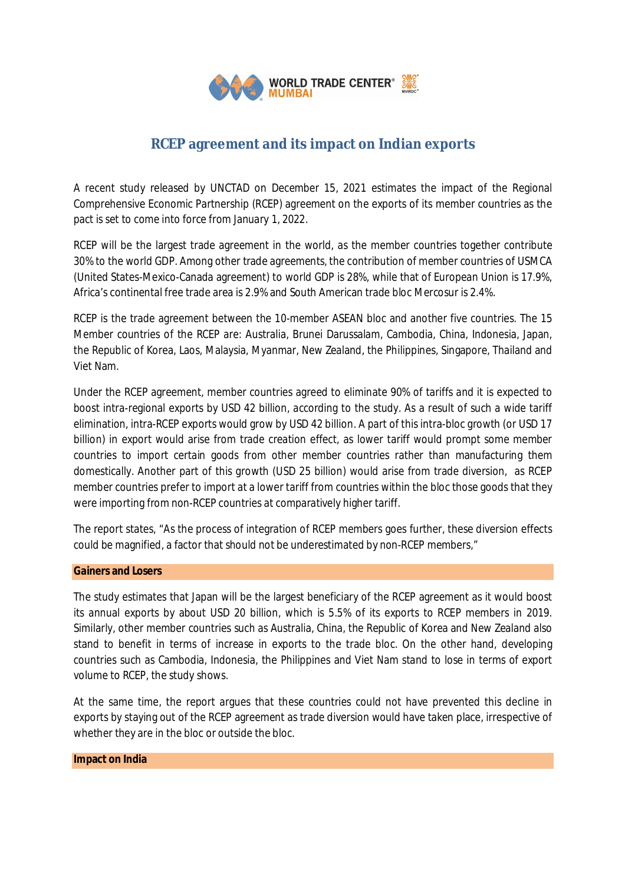# RCEP agreement and its impact on Indian exports

A recent study released by UNCTAD on December 15, 2021 estimates the impact of the Regional Comprehensive Economic Partnership (RCEP) agreement on the exports of its member countries as the pact is set to come into force from January 1, 2022.

RCEP will be the largest trade agreement in the world, as the member countries together contribute 30% to the world GDP. Among other trade agreements, the contribution of member countries of USMCA (United States-Mexico-Canada agreement) to world GDP is 28%, while that of European Union is 17.9%, Africa's continental free trade area is 2.9% and South American trade bloc Mercosur is 2.4%.

RCEP is the trade agreement between the 10-member ASEAN bloc and another five countries. The 15 Member countries of the RCEP are: Australia, Brunei Darussalam, Cambodia, China, Indonesia, Japan, the Republic of Korea, Laos, Malaysia, Myanmar, New Zealand, the Philippines, Singapore, Thailand and Viet Nam.

Under the RCEP agreement, member countries agreed to eliminate 90% of tariffs and it is expected to boost intra-regional exports by USD 42 billion, according to the study. As a result of such a wide tariff elimination, intra-RCEP exports would grow by USD 42 billion. A part of this intra-bloc growth (or USD 17 billion) in export would arise from trade creation effect, as lower tariff would prompt some member countries to import certain goods from other member countries rather than manufacturing them domestically. Another part of this growth (USD 25 billion) would arise from trade diversion, as RCEP member countries prefer to import at a lower tariff from countries within the bloc those goods that they were importing from non-RCEP countries at comparatively higher tariff.

The report states, "As the process of integration of RCEP members goes further, these diversion effects could be magnified, a factor that should not be underestimated by non-RCEP members,"

## Gainers and Losers

The study estimates that Japan will be the largest beneficiary of the RCEP agreement as it would boost its annual exports by about USD 20 billion, which is 5.5% of its exports to RCEP members in 2019. Similarly, other member countries such as Australia, China, the Republic of Korea and New Zealand also stand to benefit in terms of increase in exports to the trade bloc. On the other hand, developing countries such as Cambodia, Indonesia, the Philippines and Viet Nam stand to lose in terms of export volume to RCEP, the study shows.

At the same time, the report argues that these countries could not have prevented this decline in exports by staying out of the RCEP agreement as trade diversion would have taken place, irrespective of whether they are in the bloc or outside the bloc.

## Impact on India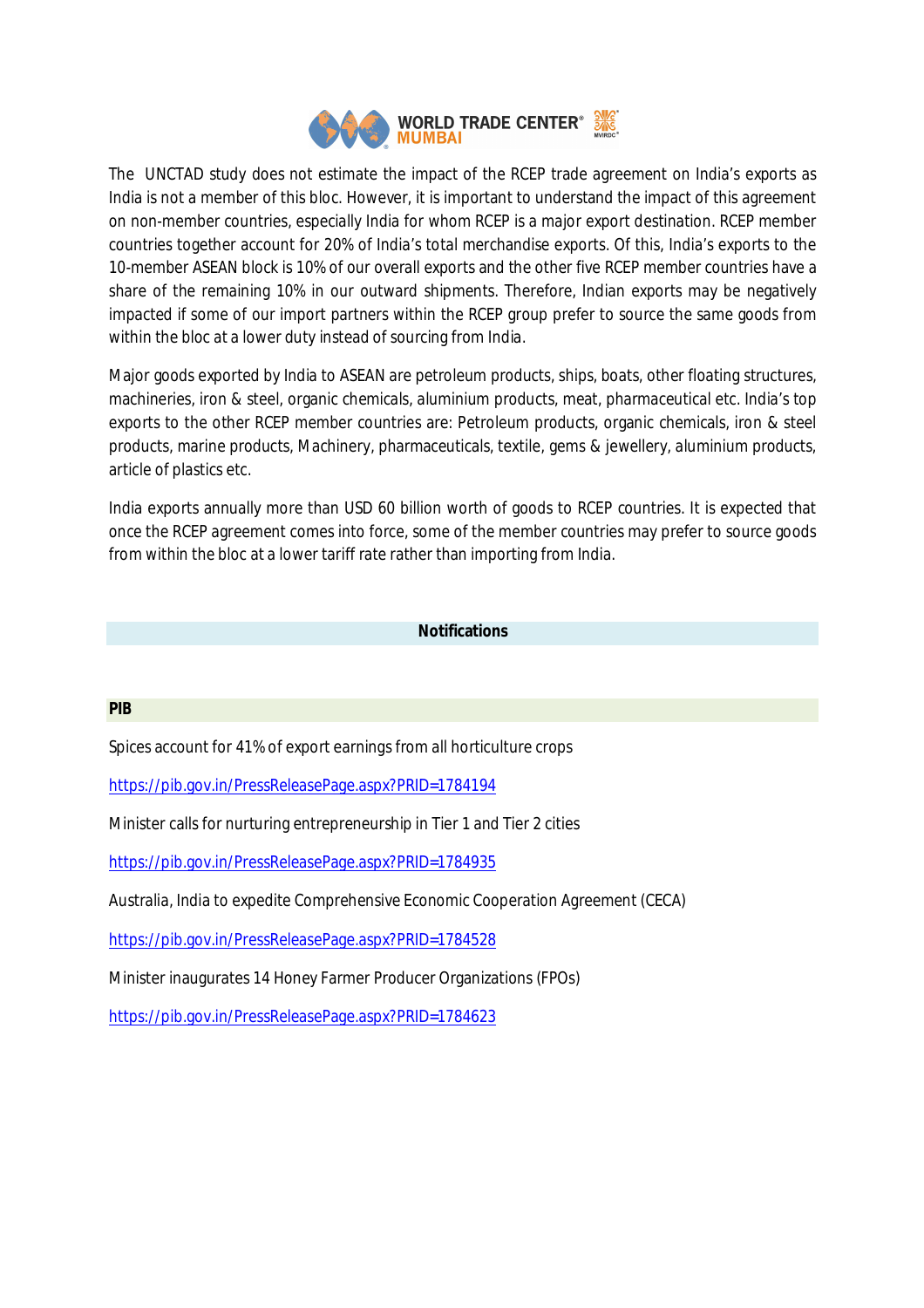The UNCTAD study does not estimate the impact of the RCEP trade agreement on India's exports as India is not a member of this bloc. However, it is important to understand the impact of this agreement on non-member countries, especially India for whom RCEP is a major export destination. RCEP member countries together account for 20% of India's total merchandise exports. Of this, India's exports to the 10-member ASEAN block is 10% of our overall exports and the other five RCEP member countries have a share of the remaining 10% in our outward shipments. Therefore, Indian exports may be negatively impacted if some of our import partners within the RCEP group prefer to source the same goods from within the bloc at a lower duty instead of sourcing from India.

Major goods exported by India to ASEAN are petroleum products, ships, boats, other floating structures, machineries, iron & steel, organic chemicals, aluminium products, meat, pharmaceutical etc. India's top exports to the other RCEP member countries are: Petroleum products, organic chemicals, iron & steel products, marine products, Machinery, pharmaceuticals, textile, gems & jewellery, aluminium products, article of plastics etc.

India exports annually more than USD 60 billion worth of goods to RCEP countries. It is expected that once the RCEP agreement comes into force, some of the member countries may prefer to source goods from within the bloc at a lower tariff rate rather than importing from India.

## Notifications

### PIB

Spices account for 41% of export earnings from all horticulture crops

https://pib.gov.in/PressReleasePage.aspx?PRID=1784194

Minister calls for nurturing entrepreneurship in Tier 1 and Tier 2 cities

https://pib.gov.in/PressReleasePage.aspx?PRID=1784935

Australia, India to expedite Comprehensive Economic Cooperation Agreement (CECA)

https://pib.gov.in/PressReleasePage.aspx?PRID=1784528

Minister inaugurates 14 Honey Farmer Producer Organizations (FPOs)

https://pib.gov.in/PressReleasePage.aspx?PRID=1784623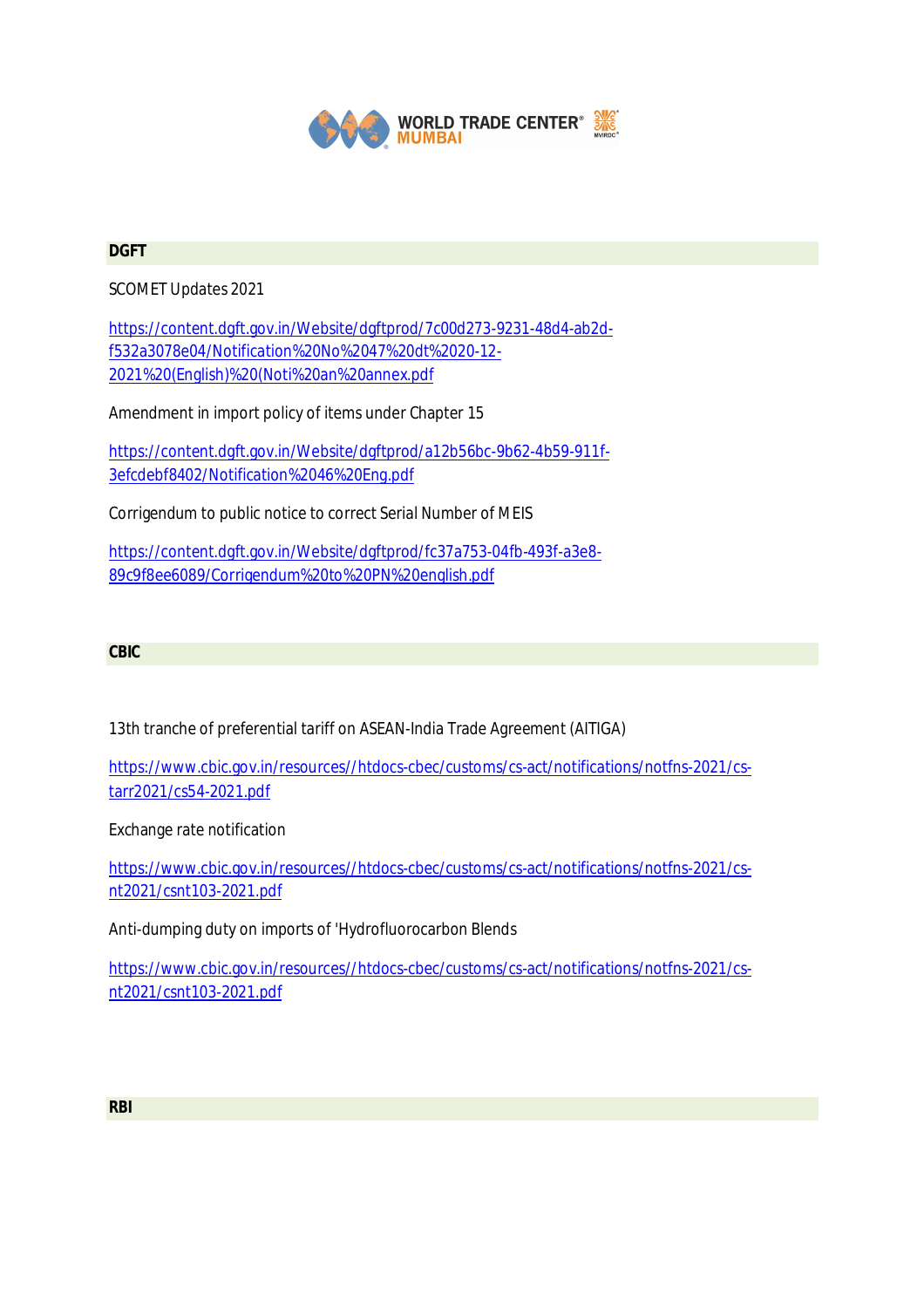## DGFT

SCOMET Updates 2021

https://content.dgft.gov.in/Website/dgftprod/7c00d273-9231-48d4-ab2d-f532a3078e04/Notification%20No%2047%20dt%2020-12-2021%20(English)%20(Noti%20an%20annex.pdf

Amendment in import policy of items under Chapter 15

https://content.dgft.gov.in/Website/dgftprod/a12b56bc-9b62-4b59-911f-3efcdebf8402/Notification%2046%20Eng.pdf

Corrigendum to public notice to correct Serial Number of MEIS

https://content.dgft.gov.in/Website/dgftprod/fc37a753-04fb-493f-a3e8-89c9f8ee6089/Corrigendum%20to%20PN%20english.pdf

## CBIC

13th tranche of preferential tariff on ASEAN-India Trade Agreement (AITIGA)

https://www.cbic.gov.in/resources//htdocs-cbec/customs/cs-act/notifications/notfns-2021/cs-tarr2021/cs54-2021.pdf

Exchange rate notification

https://www.cbic.gov.in/resources//htdocs-cbec/customs/cs-act/notifications/notfns-2021/cs-nt2021/csnt103-2021.pdf

Anti-dumping duty on imports of 'Hydrofluorocarbon Blends

https://www.cbic.gov.in/resources//htdocs-cbec/customs/cs-act/notifications/notfns-2021/cs-nt2021/csnt103-2021.pdf

## RBI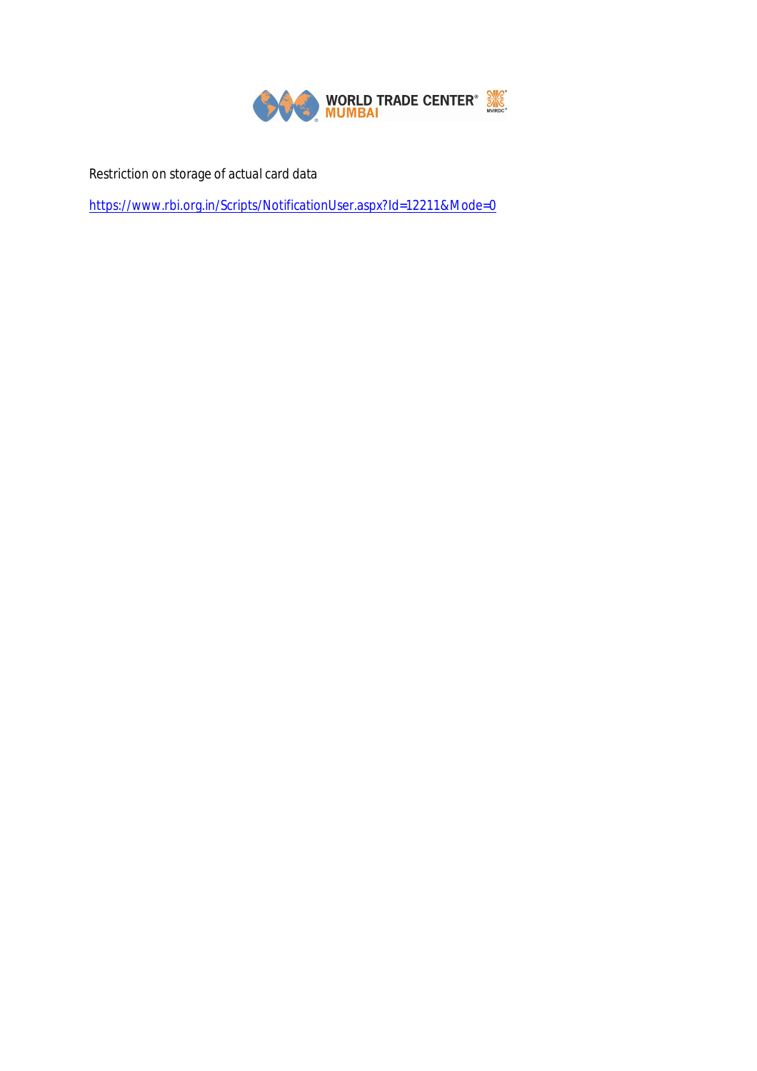Restriction on storage of actual card data

https://www.rbi.org.in/Scripts/NotificationUser.aspx?Id=12211&Mode=0